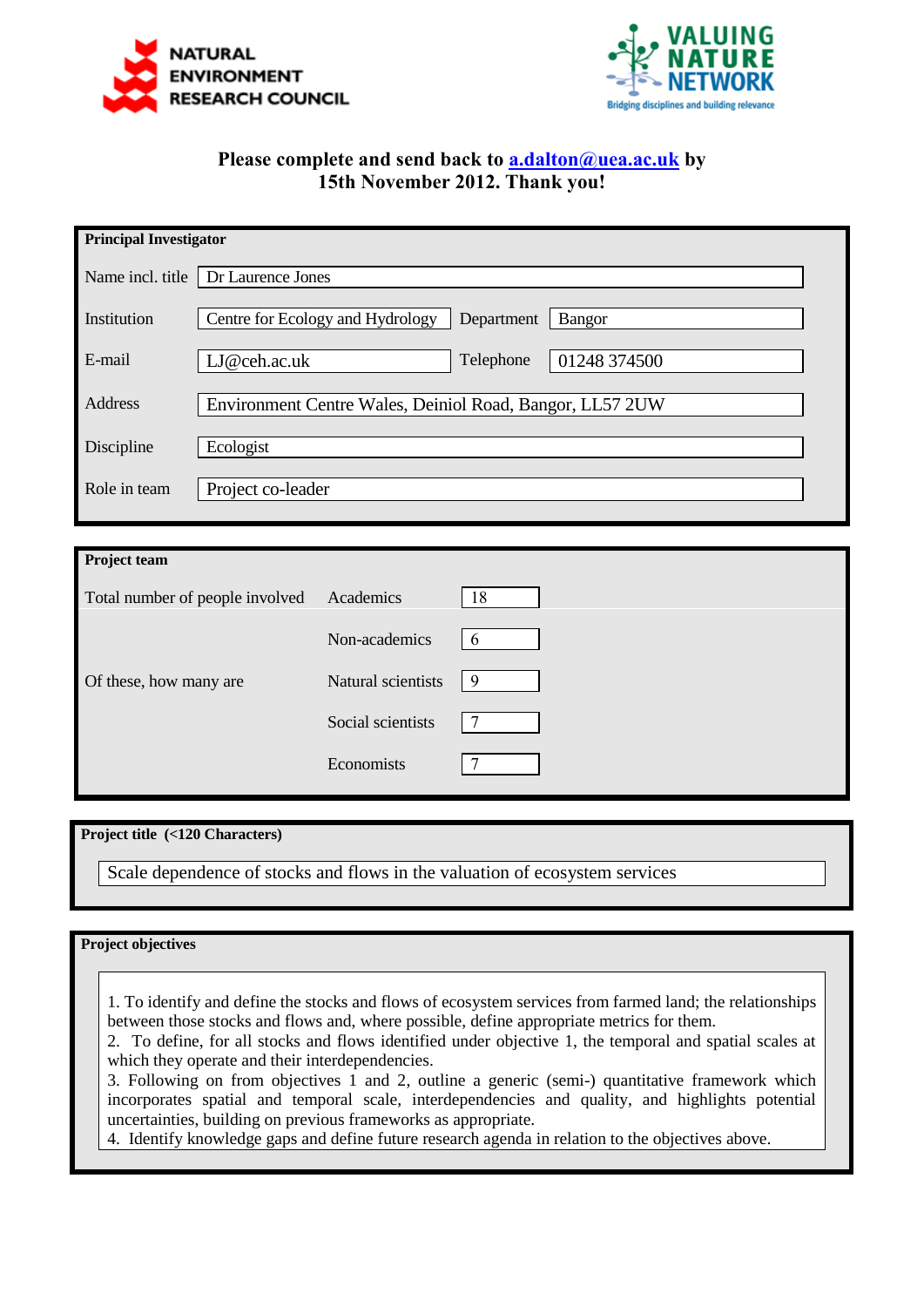NATURAL ENVIRONMENT RESEARCH COUNCIL

VALUING NATURE NETWORK
Bridging disciplines and building relevance

**Please complete and send back to a.dalton@uea.ac.uk by 15th November 2012. Thank you!**

**Principal Investigator**

| | | | |
|---|---|---|---|
| Name incl. title | Dr Laurence Jones | | |
| Institution | Centre for Ecology and Hydrology | Department | Bangor |
| E-mail | LJ@ceh.ac.uk | Telephone | 01248 374500 |
| Address | Environment Centre Wales, Deiniol Road, Bangor, LL57 2UW | | |
| Discipline | Ecologist | | |
| Role in team | Project co-leader | | |

**Project team**

| | | |
|---|---|---|
| Total number of people involved | Academics | 18 |
| | Non-academics | 6 |
| Of these, how many are | Natural scientists | 9 |
| | Social scientists | 7 |
| | Economists | 7 |

**Project title (<120 Characters)**

Scale dependence of stocks and flows in the valuation of ecosystem services

**Project objectives**

1. To identify and define the stocks and flows of ecosystem services from farmed land; the relationships between those stocks and flows and, where possible, define appropriate metrics for them.
2. To define, for all stocks and flows identified under objective 1, the temporal and spatial scales at which they operate and their interdependencies.
3. Following on from objectives 1 and 2, outline a generic (semi-) quantitative framework which incorporates spatial and temporal scale, interdependencies and quality, and highlights potential uncertainties, building on previous frameworks as appropriate.
4. Identify knowledge gaps and define future research agenda in relation to the objectives above.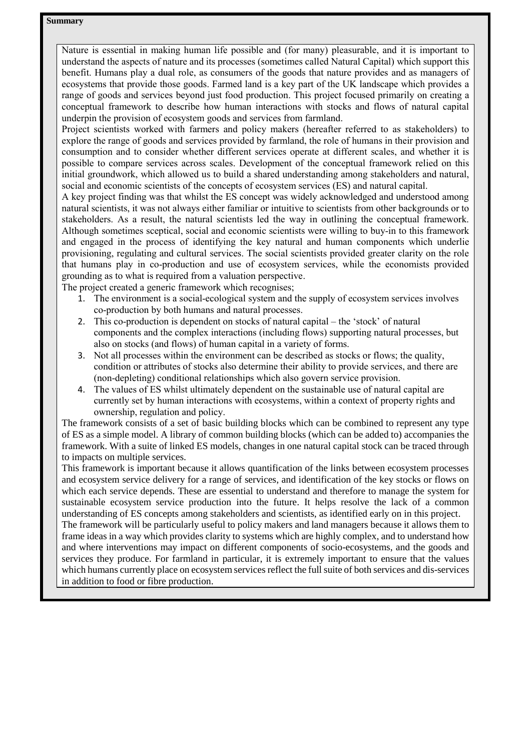**Summary**

Nature is essential in making human life possible and (for many) pleasurable, and it is important to understand the aspects of nature and its processes (sometimes called Natural Capital) which support this benefit. Humans play a dual role, as consumers of the goods that nature provides and as managers of ecosystems that provide those goods. Farmed land is a key part of the UK landscape which provides a range of goods and services beyond just food production. This project focused primarily on creating a conceptual framework to describe how human interactions with stocks and flows of natural capital underpin the provision of ecosystem goods and services from farmland.

Project scientists worked with farmers and policy makers (hereafter referred to as stakeholders) to explore the range of goods and services provided by farmland, the role of humans in their provision and consumption and to consider whether different services operate at different scales, and whether it is possible to compare services across scales. Development of the conceptual framework relied on this initial groundwork, which allowed us to build a shared understanding among stakeholders and natural, social and economic scientists of the concepts of ecosystem services (ES) and natural capital.

A key project finding was that whilst the ES concept was widely acknowledged and understood among natural scientists, it was not always either familiar or intuitive to scientists from other backgrounds or to stakeholders. As a result, the natural scientists led the way in outlining the conceptual framework. Although sometimes sceptical, social and economic scientists were willing to buy-in to this framework and engaged in the process of identifying the key natural and human components which underlie provisioning, regulating and cultural services. The social scientists provided greater clarity on the role that humans play in co-production and use of ecosystem services, while the economists provided grounding as to what is required from a valuation perspective.

The project created a generic framework which recognises;

1. The environment is a social-ecological system and the supply of ecosystem services involves co-production by both humans and natural processes.
2. This co-production is dependent on stocks of natural capital – the 'stock' of natural components and the complex interactions (including flows) supporting natural processes, but also on stocks (and flows) of human capital in a variety of forms.
3. Not all processes within the environment can be described as stocks or flows; the quality, condition or attributes of stocks also determine their ability to provide services, and there are (non-depleting) conditional relationships which also govern service provision.
4. The values of ES whilst ultimately dependent on the sustainable use of natural capital are currently set by human interactions with ecosystems, within a context of property rights and ownership, regulation and policy.

The framework consists of a set of basic building blocks which can be combined to represent any type of ES as a simple model. A library of common building blocks (which can be added to) accompanies the framework. With a suite of linked ES models, changes in one natural capital stock can be traced through to impacts on multiple services.

This framework is important because it allows quantification of the links between ecosystem processes and ecosystem service delivery for a range of services, and identification of the key stocks or flows on which each service depends. These are essential to understand and therefore to manage the system for sustainable ecosystem service production into the future. It helps resolve the lack of a common understanding of ES concepts among stakeholders and scientists, as identified early on in this project.

The framework will be particularly useful to policy makers and land managers because it allows them to frame ideas in a way which provides clarity to systems which are highly complex, and to understand how and where interventions may impact on different components of socio-ecosystems, and the goods and services they produce. For farmland in particular, it is extremely important to ensure that the values which humans currently place on ecosystem services reflect the full suite of both services and dis-services in addition to food or fibre production.